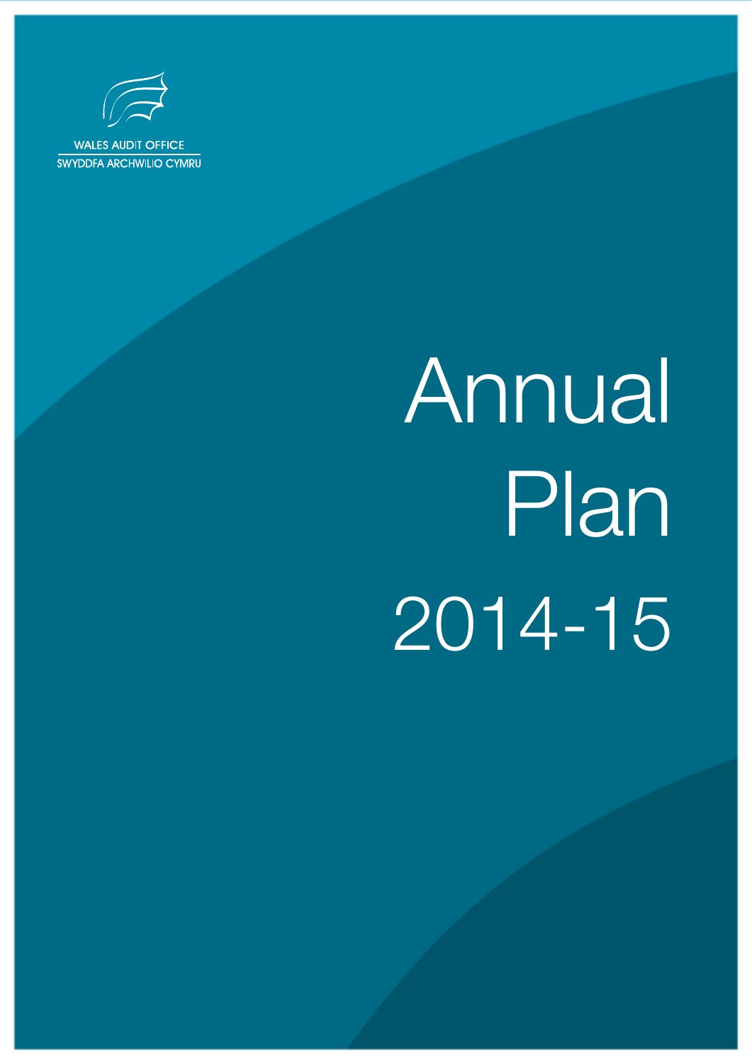WALES AUDIT OFFICE

SWYDDFA ARCHWILIO CYMRU

# Annual Plan 2014-15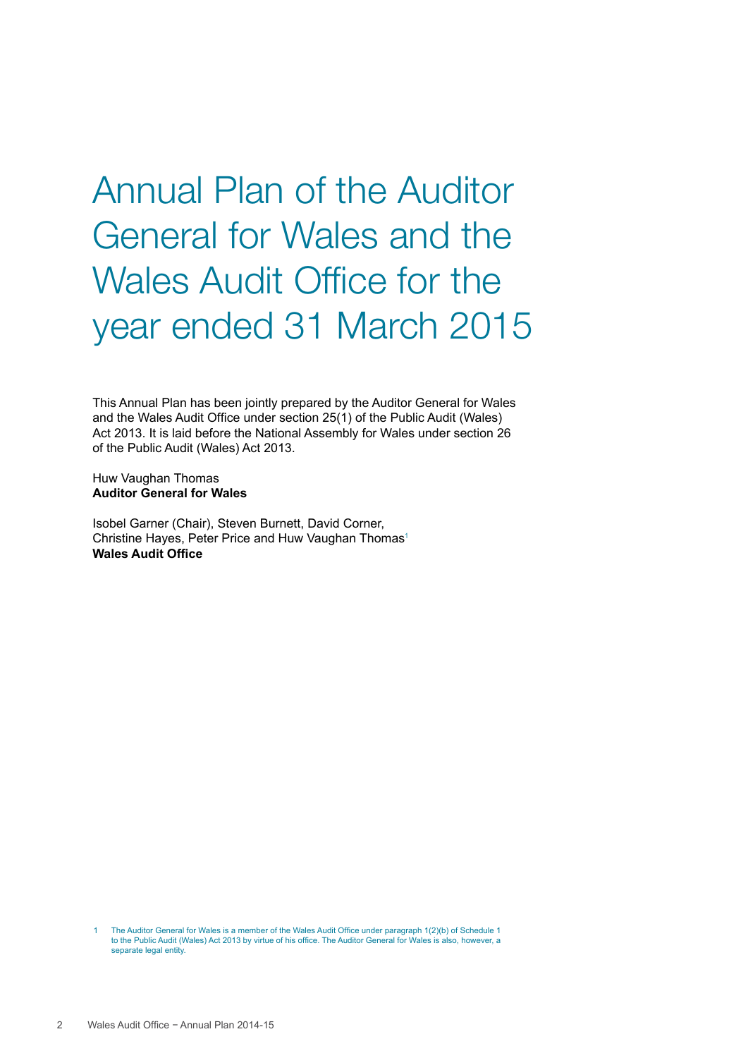# Annual Plan of the Auditor General for Wales and the Wales Audit Office for the year ended 31 March 2015

This Annual Plan has been jointly prepared by the Auditor General for Wales and the Wales Audit Office under section 25(1) of the Public Audit (Wales) Act 2013. It is laid before the National Assembly for Wales under section 26 of the Public Audit (Wales) Act 2013.

Huw Vaughan Thomas
**Auditor General for Wales**

Isobel Garner (Chair), Steven Burnett, David Corner, Christine Hayes, Peter Price and Huw Vaughan Thomas[1]
**Wales Audit Office**

1 The Auditor General for Wales is a member of the Wales Audit Office under paragraph 1(2)(b) of Schedule 1 to the Public Audit (Wales) Act 2013 by virtue of his office. The Auditor General for Wales is also, however, a separate legal entity.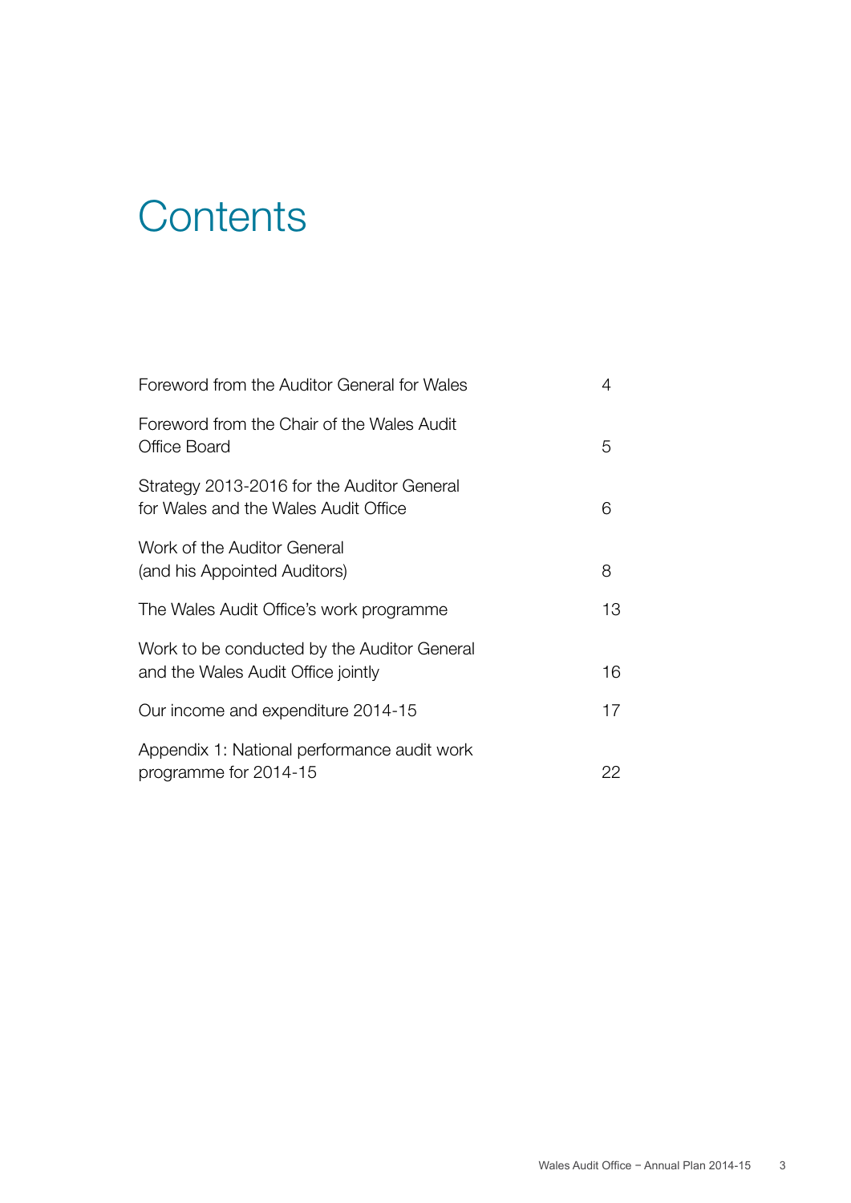# Contents

| | |
|---|---|
| Foreword from the Auditor General for Wales | 4 |
| Foreword from the Chair of the Wales Audit Office Board | 5 |
| Strategy 2013-2016 for the Auditor General for Wales and the Wales Audit Office | 6 |
| Work of the Auditor General (and his Appointed Auditors) | 8 |
| The Wales Audit Office's work programme | 13 |
| Work to be conducted by the Auditor General and the Wales Audit Office jointly | 16 |
| Our income and expenditure 2014-15 | 17 |
| Appendix 1: National performance audit work programme for 2014-15 | 22 |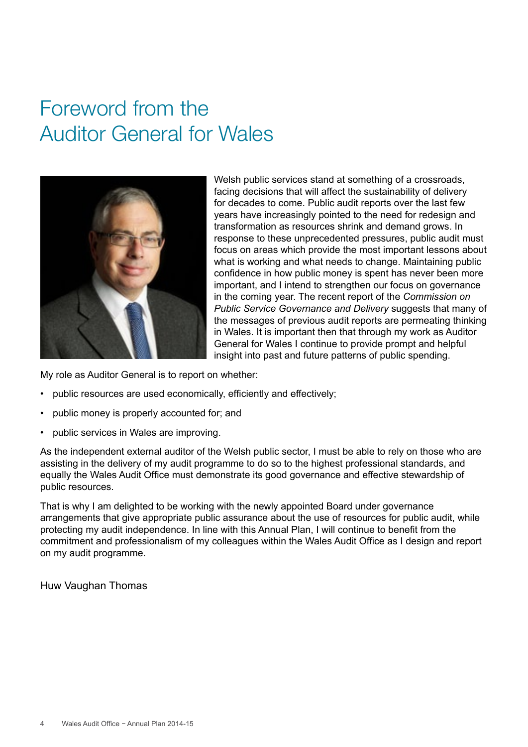# Foreword from the Auditor General for Wales

Welsh public services stand at something of a crossroads, facing decisions that will affect the sustainability of delivery for decades to come. Public audit reports over the last few years have increasingly pointed to the need for redesign and transformation as resources shrink and demand grows. In response to these unprecedented pressures, public audit must focus on areas which provide the most important lessons about what is working and what needs to change. Maintaining public confidence in how public money is spent has never been more important, and I intend to strengthen our focus on governance in the coming year. The recent report of the *Commission on Public Service Governance and Delivery* suggests that many of the messages of previous audit reports are permeating thinking in Wales. It is important then that through my work as Auditor General for Wales I continue to provide prompt and helpful insight into past and future patterns of public spending.

My role as Auditor General is to report on whether:

- public resources are used economically, efficiently and effectively;
- public money is properly accounted for; and
- public services in Wales are improving.

As the independent external auditor of the Welsh public sector, I must be able to rely on those who are assisting in the delivery of my audit programme to do so to the highest professional standards, and equally the Wales Audit Office must demonstrate its good governance and effective stewardship of public resources.

That is why I am delighted to be working with the newly appointed Board under governance arrangements that give appropriate public assurance about the use of resources for public audit, while protecting my audit independence. In line with this Annual Plan, I will continue to benefit from the commitment and professionalism of my colleagues within the Wales Audit Office as I design and report on my audit programme.

Huw Vaughan Thomas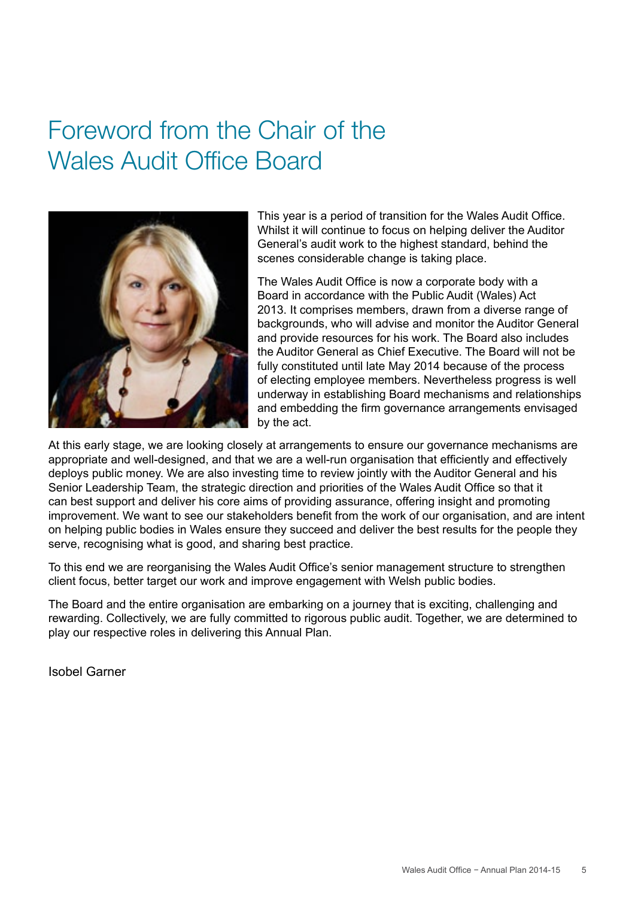# Foreword from the Chair of the Wales Audit Office Board

This year is a period of transition for the Wales Audit Office. Whilst it will continue to focus on helping deliver the Auditor General's audit work to the highest standard, behind the scenes considerable change is taking place.

The Wales Audit Office is now a corporate body with a Board in accordance with the Public Audit (Wales) Act 2013. It comprises members, drawn from a diverse range of backgrounds, who will advise and monitor the Auditor General and provide resources for his work. The Board also includes the Auditor General as Chief Executive. The Board will not be fully constituted until late May 2014 because of the process of electing employee members. Nevertheless progress is well underway in establishing Board mechanisms and relationships and embedding the firm governance arrangements envisaged by the act.

At this early stage, we are looking closely at arrangements to ensure our governance mechanisms are appropriate and well-designed, and that we are a well-run organisation that efficiently and effectively deploys public money. We are also investing time to review jointly with the Auditor General and his Senior Leadership Team, the strategic direction and priorities of the Wales Audit Office so that it can best support and deliver his core aims of providing assurance, offering insight and promoting improvement. We want to see our stakeholders benefit from the work of our organisation, and are intent on helping public bodies in Wales ensure they succeed and deliver the best results for the people they serve, recognising what is good, and sharing best practice.

To this end we are reorganising the Wales Audit Office's senior management structure to strengthen client focus, better target our work and improve engagement with Welsh public bodies.

The Board and the entire organisation are embarking on a journey that is exciting, challenging and rewarding. Collectively, we are fully committed to rigorous public audit. Together, we are determined to play our respective roles in delivering this Annual Plan.

Isobel Garner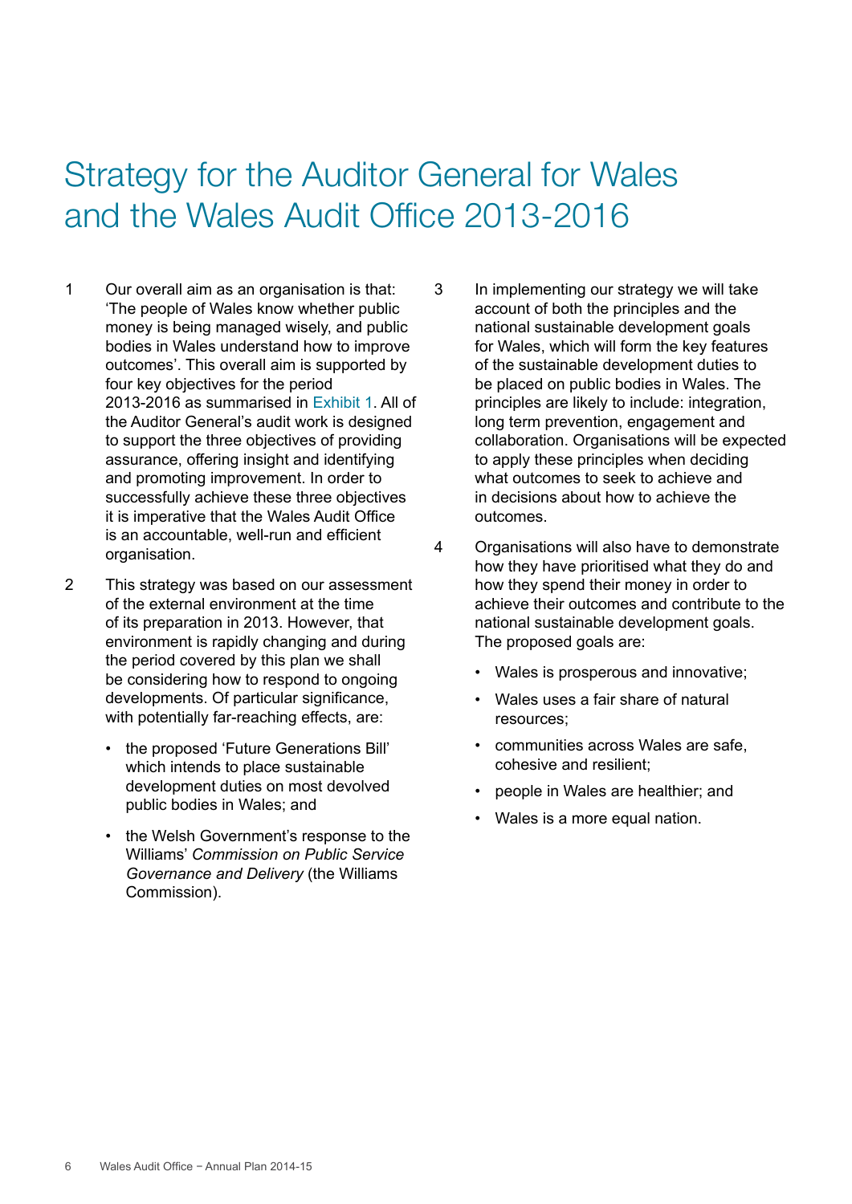# Strategy for the Auditor General for Wales and the Wales Audit Office 2013-2016

1. Our overall aim as an organisation is that: 'The people of Wales know whether public money is being managed wisely, and public bodies in Wales understand how to improve outcomes'. This overall aim is supported by four key objectives for the period 2013-2016 as summarised in Exhibit 1. All of the Auditor General's audit work is designed to support the three objectives of providing assurance, offering insight and identifying and promoting improvement. In order to successfully achieve these three objectives it is imperative that the Wales Audit Office is an accountable, well-run and efficient organisation.

2. This strategy was based on our assessment of the external environment at the time of its preparation in 2013. However, that environment is rapidly changing and during the period covered by this plan we shall be considering how to respond to ongoing developments. Of particular significance, with potentially far-reaching effects, are:

   - the proposed 'Future Generations Bill' which intends to place sustainable development duties on most devolved public bodies in Wales; and
   - the Welsh Government's response to the Williams' *Commission on Public Service Governance and Delivery* (the Williams Commission).

3. In implementing our strategy we will take account of both the principles and the national sustainable development goals for Wales, which will form the key features of the sustainable development duties to be placed on public bodies in Wales. The principles are likely to include: integration, long term prevention, engagement and collaboration. Organisations will be expected to apply these principles when deciding what outcomes to seek to achieve and in decisions about how to achieve the outcomes.

4. Organisations will also have to demonstrate how they have prioritised what they do and how they spend their money in order to achieve their outcomes and contribute to the national sustainable development goals. The proposed goals are:

   - Wales is prosperous and innovative;
   - Wales uses a fair share of natural resources;
   - communities across Wales are safe, cohesive and resilient;
   - people in Wales are healthier; and
   - Wales is a more equal nation.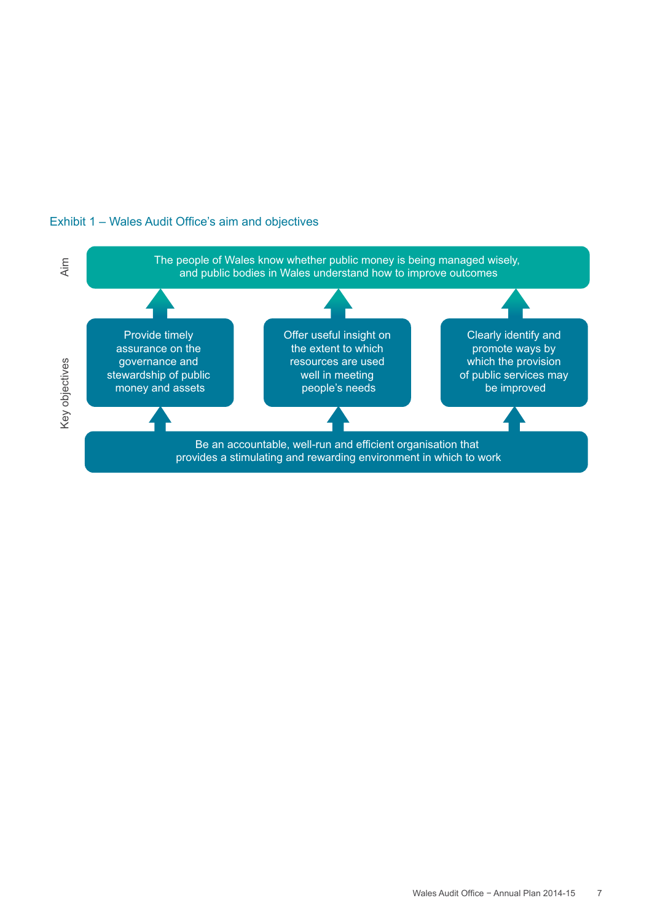Exhibit 1 – Wales Audit Office's aim and objectives

**Aim**

The people of Wales know whether public money is being managed wisely, and public bodies in Wales understand how to improve outcomes

**Key objectives**

- Provide timely assurance on the governance and stewardship of public money and assets
- Offer useful insight on the extent to which resources are used well in meeting people's needs
- Clearly identify and promote ways by which the provision of public services may be improved

Be an accountable, well-run and efficient organisation that provides a stimulating and rewarding environment in which to work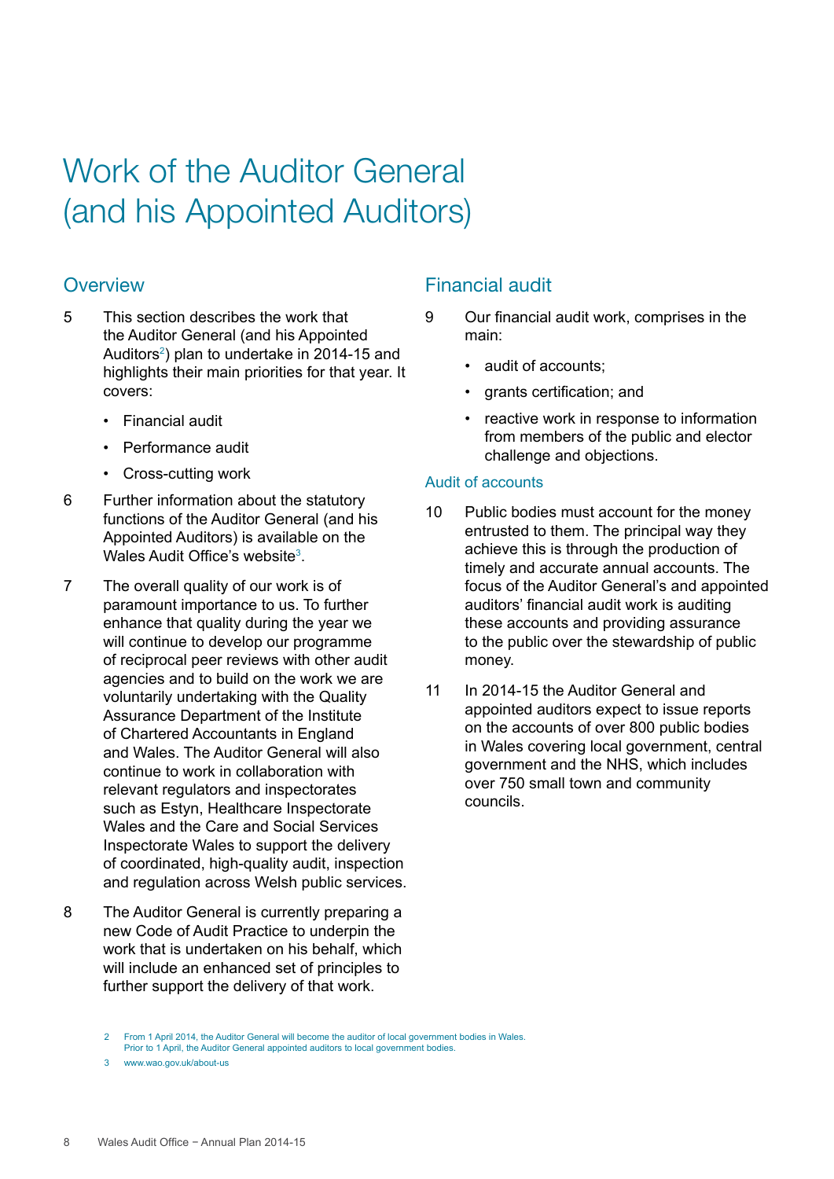# Work of the Auditor General (and his Appointed Auditors)

## Overview

5 This section describes the work that the Auditor General (and his Appointed Auditors[2]) plan to undertake in 2014-15 and highlights their main priorities for that year. It covers:

- Financial audit
- Performance audit
- Cross-cutting work

6 Further information about the statutory functions of the Auditor General (and his Appointed Auditors) is available on the Wales Audit Office's website[3].

7 The overall quality of our work is of paramount importance to us. To further enhance that quality during the year we will continue to develop our programme of reciprocal peer reviews with other audit agencies and to build on the work we are voluntarily undertaking with the Quality Assurance Department of the Institute of Chartered Accountants in England and Wales. The Auditor General will also continue to work in collaboration with relevant regulators and inspectorates such as Estyn, Healthcare Inspectorate Wales and the Care and Social Services Inspectorate Wales to support the delivery of coordinated, high-quality audit, inspection and regulation across Welsh public services.

8 The Auditor General is currently preparing a new Code of Audit Practice to underpin the work that is undertaken on his behalf, which will include an enhanced set of principles to further support the delivery of that work.

## Financial audit

9 Our financial audit work, comprises in the main:

- audit of accounts;
- grants certification; and
- reactive work in response to information from members of the public and elector challenge and objections.

### Audit of accounts

10 Public bodies must account for the money entrusted to them. The principal way they achieve this is through the production of timely and accurate annual accounts. The focus of the Auditor General's and appointed auditors' financial audit work is auditing these accounts and providing assurance to the public over the stewardship of public money.

11 In 2014-15 the Auditor General and appointed auditors expect to issue reports on the accounts of over 800 public bodies in Wales covering local government, central government and the NHS, which includes over 750 small town and community councils.

---

2 From 1 April 2014, the Auditor General will become the auditor of local government bodies in Wales. Prior to 1 April, the Auditor General appointed auditors to local government bodies.

3 www.wao.gov.uk/about-us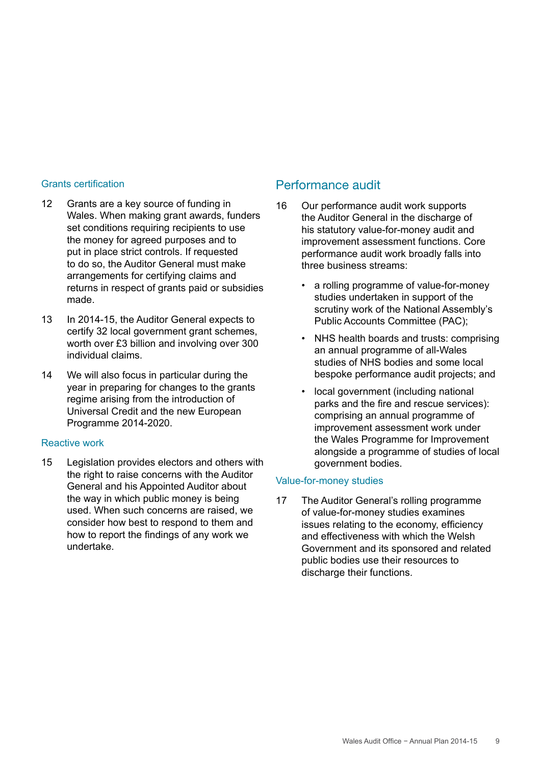### Grants certification

12 Grants are a key source of funding in Wales. When making grant awards, funders set conditions requiring recipients to use the money for agreed purposes and to put in place strict controls. If requested to do so, the Auditor General must make arrangements for certifying claims and returns in respect of grants paid or subsidies made.

13 In 2014-15, the Auditor General expects to certify 32 local government grant schemes, worth over £3 billion and involving over 300 individual claims.

14 We will also focus in particular during the year in preparing for changes to the grants regime arising from the introduction of Universal Credit and the new European Programme 2014-2020.

### Reactive work

15 Legislation provides electors and others with the right to raise concerns with the Auditor General and his Appointed Auditor about the way in which public money is being used. When such concerns are raised, we consider how best to respond to them and how to report the findings of any work we undertake.

## Performance audit

16 Our performance audit work supports the Auditor General in the discharge of his statutory value-for-money audit and improvement assessment functions. Core performance audit work broadly falls into three business streams:

- a rolling programme of value-for-money studies undertaken in support of the scrutiny work of the National Assembly's Public Accounts Committee (PAC);
- NHS health boards and trusts: comprising an annual programme of all-Wales studies of NHS bodies and some local bespoke performance audit projects; and
- local government (including national parks and the fire and rescue services): comprising an annual programme of improvement assessment work under the Wales Programme for Improvement alongside a programme of studies of local government bodies.

### Value-for-money studies

17 The Auditor General's rolling programme of value-for-money studies examines issues relating to the economy, efficiency and effectiveness with which the Welsh Government and its sponsored and related public bodies use their resources to discharge their functions.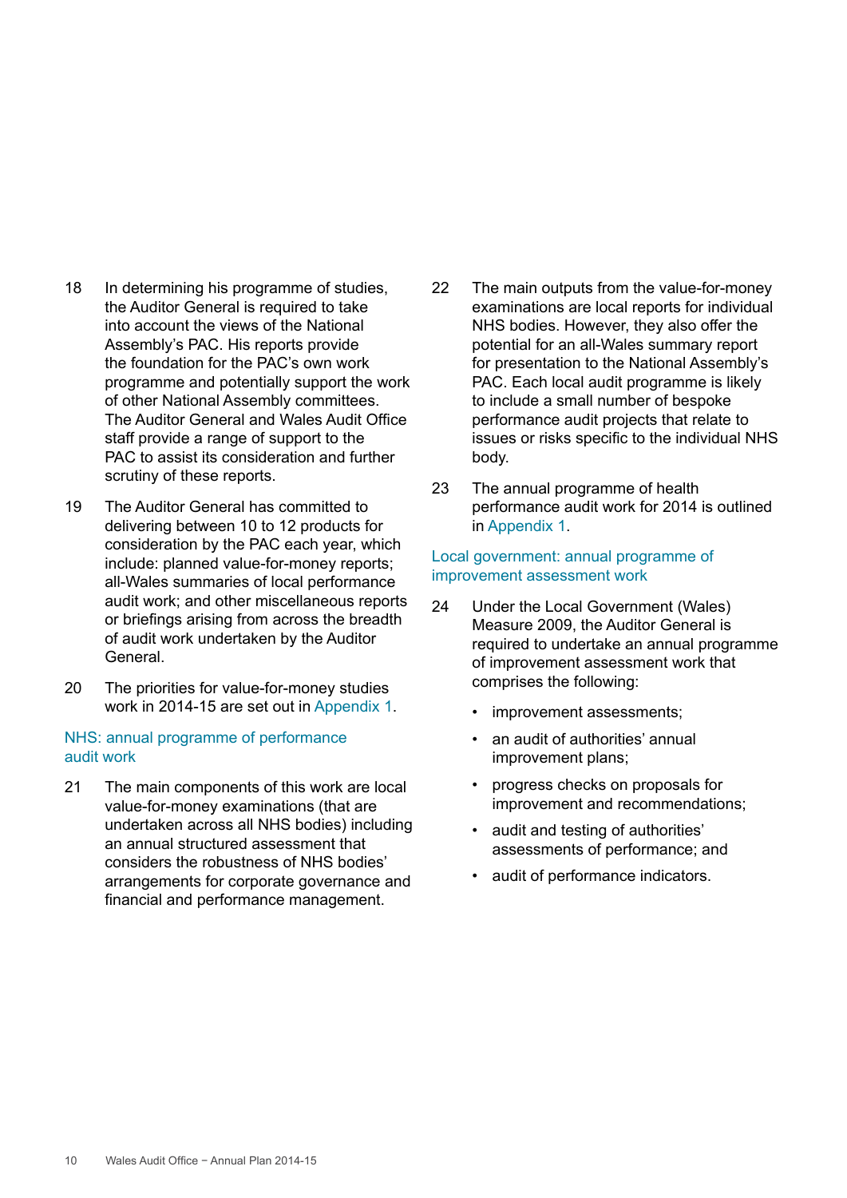18 In determining his programme of studies, the Auditor General is required to take into account the views of the National Assembly's PAC. His reports provide the foundation for the PAC's own work programme and potentially support the work of other National Assembly committees. The Auditor General and Wales Audit Office staff provide a range of support to the PAC to assist its consideration and further scrutiny of these reports.

19 The Auditor General has committed to delivering between 10 to 12 products for consideration by the PAC each year, which include: planned value-for-money reports; all-Wales summaries of local performance audit work; and other miscellaneous reports or briefings arising from across the breadth of audit work undertaken by the Auditor General.

20 The priorities for value-for-money studies work in 2014-15 are set out in Appendix 1.

### NHS: annual programme of performance audit work

21 The main components of this work are local value-for-money examinations (that are undertaken across all NHS bodies) including an annual structured assessment that considers the robustness of NHS bodies' arrangements for corporate governance and financial and performance management.

22 The main outputs from the value-for-money examinations are local reports for individual NHS bodies. However, they also offer the potential for an all-Wales summary report for presentation to the National Assembly's PAC. Each local audit programme is likely to include a small number of bespoke performance audit projects that relate to issues or risks specific to the individual NHS body.

23 The annual programme of health performance audit work for 2014 is outlined in Appendix 1.

### Local government: annual programme of improvement assessment work

24 Under the Local Government (Wales) Measure 2009, the Auditor General is required to undertake an annual programme of improvement assessment work that comprises the following:

- improvement assessments;
- an audit of authorities' annual improvement plans;
- progress checks on proposals for improvement and recommendations;
- audit and testing of authorities' assessments of performance; and
- audit of performance indicators.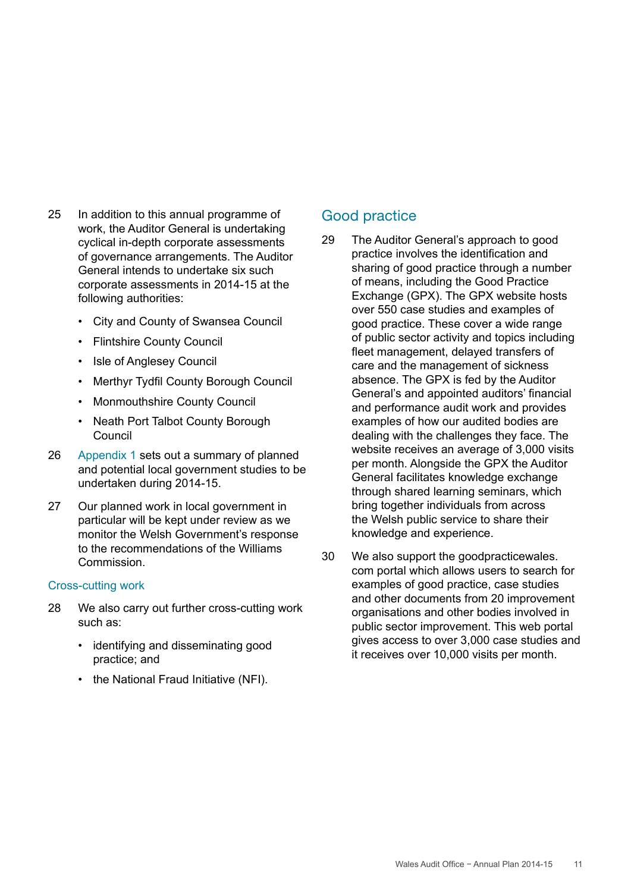25 In addition to this annual programme of work, the Auditor General is undertaking cyclical in-depth corporate assessments of governance arrangements. The Auditor General intends to undertake six such corporate assessments in 2014-15 at the following authorities:

- City and County of Swansea Council
- Flintshire County Council
- Isle of Anglesey Council
- Merthyr Tydfil County Borough Council
- Monmouthshire County Council
- Neath Port Talbot County Borough Council

26 Appendix 1 sets out a summary of planned and potential local government studies to be undertaken during 2014-15.

27 Our planned work in local government in particular will be kept under review as we monitor the Welsh Government's response to the recommendations of the Williams Commission.

### Cross-cutting work

28 We also carry out further cross-cutting work such as:

- identifying and disseminating good practice; and
- the National Fraud Initiative (NFI).

## Good practice

29 The Auditor General's approach to good practice involves the identification and sharing of good practice through a number of means, including the Good Practice Exchange (GPX). The GPX website hosts over 550 case studies and examples of good practice. These cover a wide range of public sector activity and topics including fleet management, delayed transfers of care and the management of sickness absence. The GPX is fed by the Auditor General's and appointed auditors' financial and performance audit work and provides examples of how our audited bodies are dealing with the challenges they face. The website receives an average of 3,000 visits per month. Alongside the GPX the Auditor General facilitates knowledge exchange through shared learning seminars, which bring together individuals from across the Welsh public service to share their knowledge and experience.

30 We also support the goodpracticewales.com portal which allows users to search for examples of good practice, case studies and other documents from 20 improvement organisations and other bodies involved in public sector improvement. This web portal gives access to over 3,000 case studies and it receives over 10,000 visits per month.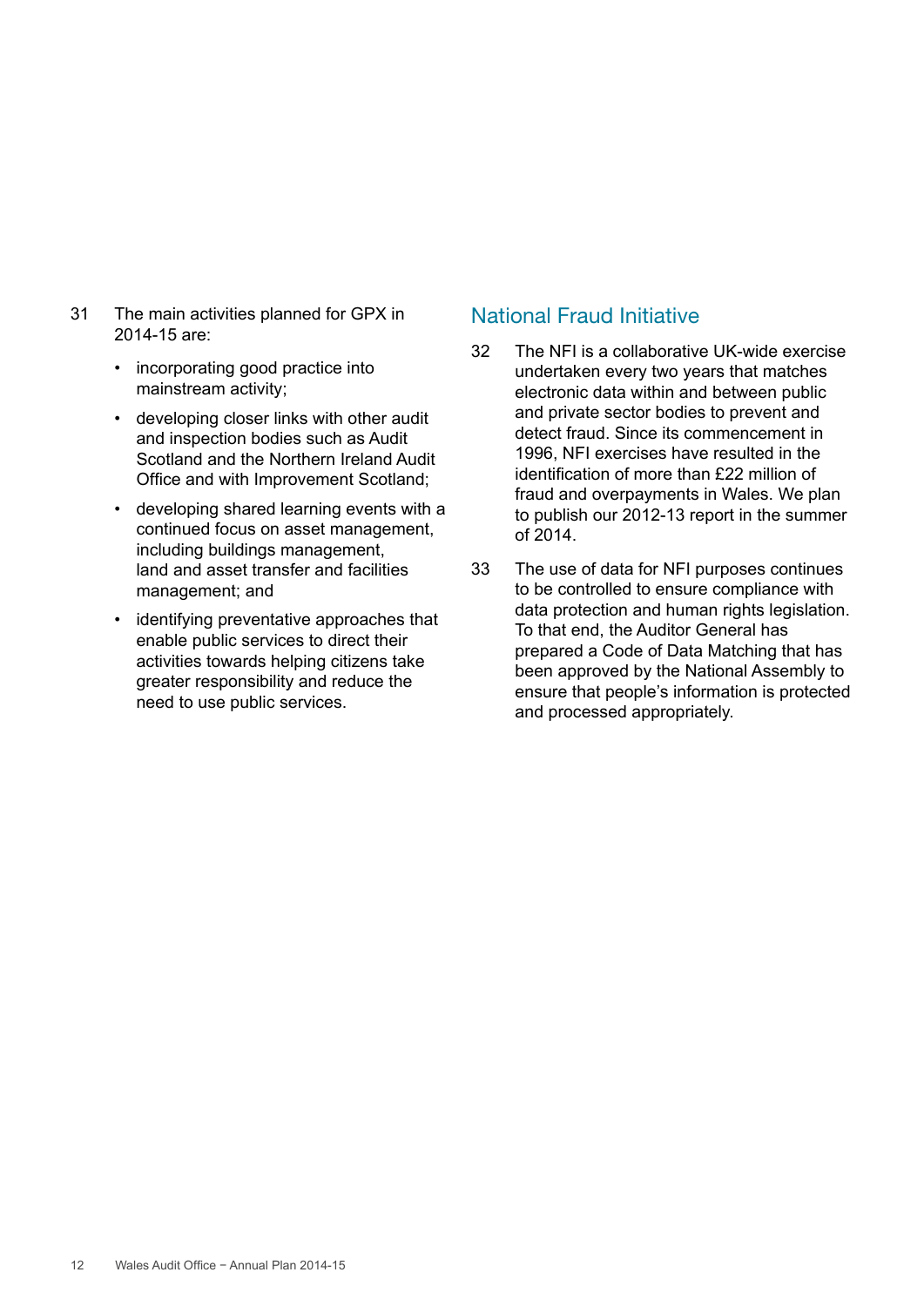31 The main activities planned for GPX in 2014-15 are:

- incorporating good practice into mainstream activity;
- developing closer links with other audit and inspection bodies such as Audit Scotland and the Northern Ireland Audit Office and with Improvement Scotland;
- developing shared learning events with a continued focus on asset management, including buildings management, land and asset transfer and facilities management; and
- identifying preventative approaches that enable public services to direct their activities towards helping citizens take greater responsibility and reduce the need to use public services.

## National Fraud Initiative

32 The NFI is a collaborative UK-wide exercise undertaken every two years that matches electronic data within and between public and private sector bodies to prevent and detect fraud. Since its commencement in 1996, NFI exercises have resulted in the identification of more than £22 million of fraud and overpayments in Wales. We plan to publish our 2012-13 report in the summer of 2014.

33 The use of data for NFI purposes continues to be controlled to ensure compliance with data protection and human rights legislation. To that end, the Auditor General has prepared a Code of Data Matching that has been approved by the National Assembly to ensure that people's information is protected and processed appropriately.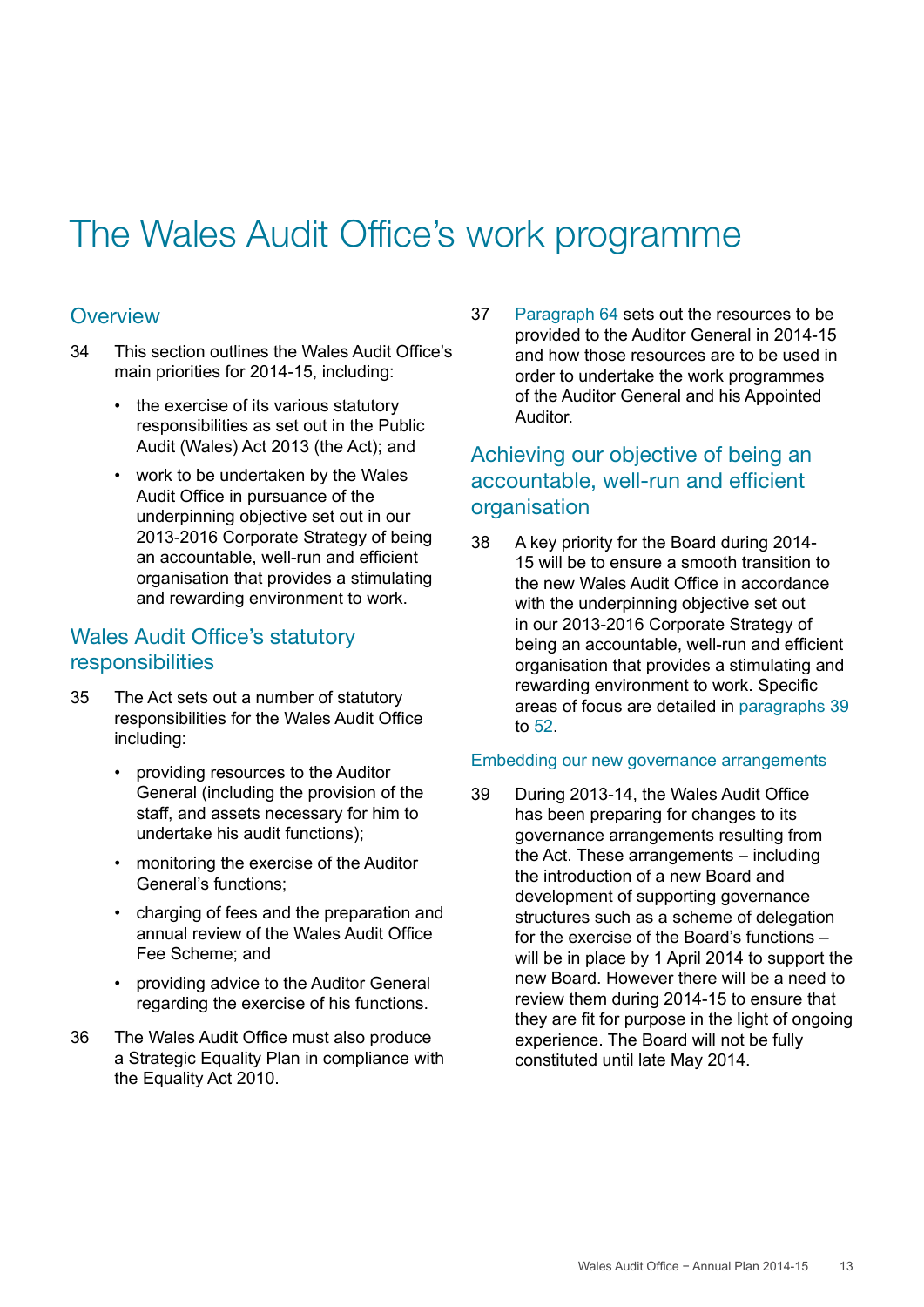# The Wales Audit Office's work programme

## Overview

34 This section outlines the Wales Audit Office's main priorities for 2014-15, including:

- the exercise of its various statutory responsibilities as set out in the Public Audit (Wales) Act 2013 (the Act); and
- work to be undertaken by the Wales Audit Office in pursuance of the underpinning objective set out in our 2013-2016 Corporate Strategy of being an accountable, well-run and efficient organisation that provides a stimulating and rewarding environment to work.

## Wales Audit Office's statutory responsibilities

35 The Act sets out a number of statutory responsibilities for the Wales Audit Office including:

- providing resources to the Auditor General (including the provision of the staff, and assets necessary for him to undertake his audit functions);
- monitoring the exercise of the Auditor General's functions;
- charging of fees and the preparation and annual review of the Wales Audit Office Fee Scheme; and
- providing advice to the Auditor General regarding the exercise of his functions.

36 The Wales Audit Office must also produce a Strategic Equality Plan in compliance with the Equality Act 2010.

37 Paragraph 64 sets out the resources to be provided to the Auditor General in 2014-15 and how those resources are to be used in order to undertake the work programmes of the Auditor General and his Appointed Auditor.

## Achieving our objective of being an accountable, well-run and efficient organisation

38 A key priority for the Board during 2014-15 will be to ensure a smooth transition to the new Wales Audit Office in accordance with the underpinning objective set out in our 2013-2016 Corporate Strategy of being an accountable, well-run and efficient organisation that provides a stimulating and rewarding environment to work. Specific areas of focus are detailed in paragraphs 39 to 52.

### Embedding our new governance arrangements

39 During 2013-14, the Wales Audit Office has been preparing for changes to its governance arrangements resulting from the Act. These arrangements – including the introduction of a new Board and development of supporting governance structures such as a scheme of delegation for the exercise of the Board's functions – will be in place by 1 April 2014 to support the new Board. However there will be a need to review them during 2014-15 to ensure that they are fit for purpose in the light of ongoing experience. The Board will not be fully constituted until late May 2014.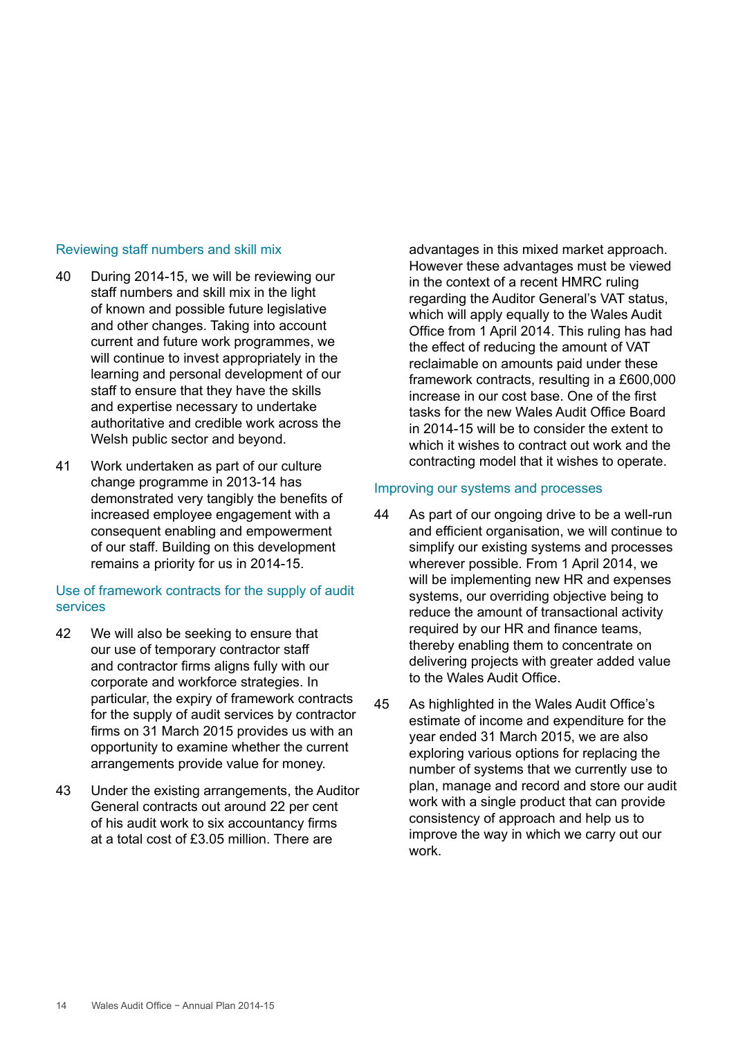### Reviewing staff numbers and skill mix

40 During 2014-15, we will be reviewing our staff numbers and skill mix in the light of known and possible future legislative and other changes. Taking into account current and future work programmes, we will continue to invest appropriately in the learning and personal development of our staff to ensure that they have the skills and expertise necessary to undertake authoritative and credible work across the Welsh public sector and beyond.

41 Work undertaken as part of our culture change programme in 2013-14 has demonstrated very tangibly the benefits of increased employee engagement with a consequent enabling and empowerment of our staff. Building on this development remains a priority for us in 2014-15.

### Use of framework contracts for the supply of audit services

42 We will also be seeking to ensure that our use of temporary contractor staff and contractor firms aligns fully with our corporate and workforce strategies. In particular, the expiry of framework contracts for the supply of audit services by contractor firms on 31 March 2015 provides us with an opportunity to examine whether the current arrangements provide value for money.

43 Under the existing arrangements, the Auditor General contracts out around 22 per cent of his audit work to six accountancy firms at a total cost of £3.05 million. There are advantages in this mixed market approach. However these advantages must be viewed in the context of a recent HMRC ruling regarding the Auditor General's VAT status, which will apply equally to the Wales Audit Office from 1 April 2014. This ruling has had the effect of reducing the amount of VAT reclaimable on amounts paid under these framework contracts, resulting in a £600,000 increase in our cost base. One of the first tasks for the new Wales Audit Office Board in 2014-15 will be to consider the extent to which it wishes to contract out work and the contracting model that it wishes to operate.

### Improving our systems and processes

44 As part of our ongoing drive to be a well-run and efficient organisation, we will continue to simplify our existing systems and processes wherever possible. From 1 April 2014, we will be implementing new HR and expenses systems, our overriding objective being to reduce the amount of transactional activity required by our HR and finance teams, thereby enabling them to concentrate on delivering projects with greater added value to the Wales Audit Office.

45 As highlighted in the Wales Audit Office's estimate of income and expenditure for the year ended 31 March 2015, we are also exploring various options for replacing the number of systems that we currently use to plan, manage and record and store our audit work with a single product that can provide consistency of approach and help us to improve the way in which we carry out our work.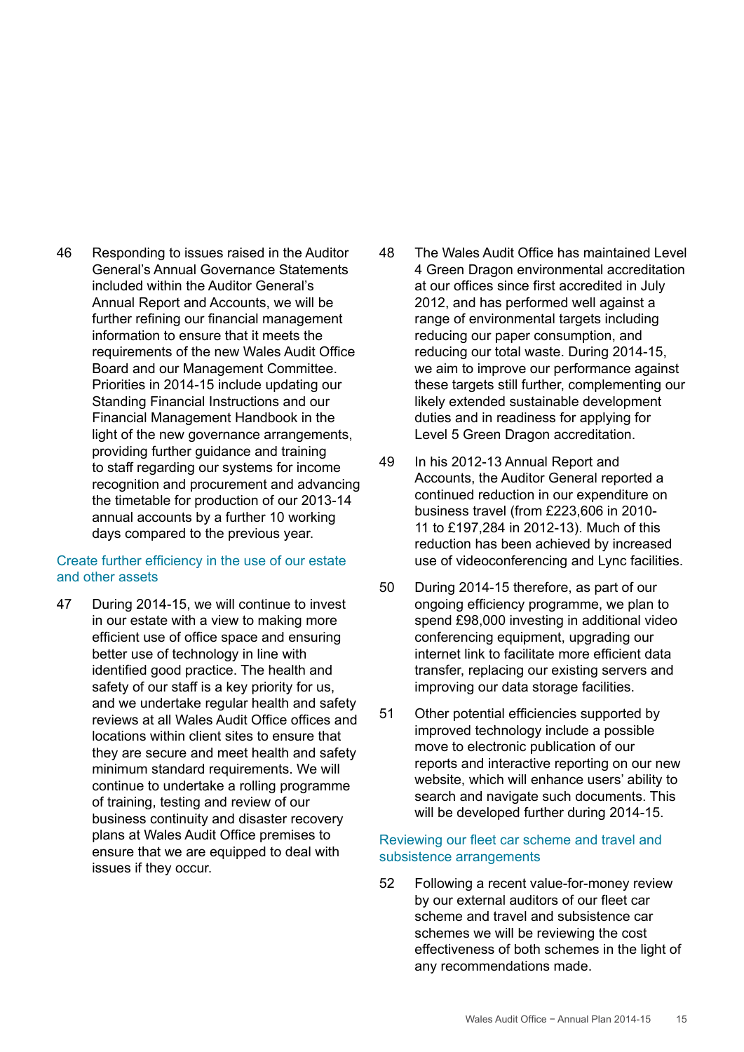46 Responding to issues raised in the Auditor General's Annual Governance Statements included within the Auditor General's Annual Report and Accounts, we will be further refining our financial management information to ensure that it meets the requirements of the new Wales Audit Office Board and our Management Committee. Priorities in 2014-15 include updating our Standing Financial Instructions and our Financial Management Handbook in the light of the new governance arrangements, providing further guidance and training to staff regarding our systems for income recognition and procurement and advancing the timetable for production of our 2013-14 annual accounts by a further 10 working days compared to the previous year.

### Create further efficiency in the use of our estate and other assets

47 During 2014-15, we will continue to invest in our estate with a view to making more efficient use of office space and ensuring better use of technology in line with identified good practice. The health and safety of our staff is a key priority for us, and we undertake regular health and safety reviews at all Wales Audit Office offices and locations within client sites to ensure that they are secure and meet health and safety minimum standard requirements. We will continue to undertake a rolling programme of training, testing and review of our business continuity and disaster recovery plans at Wales Audit Office premises to ensure that we are equipped to deal with issues if they occur.

48 The Wales Audit Office has maintained Level 4 Green Dragon environmental accreditation at our offices since first accredited in July 2012, and has performed well against a range of environmental targets including reducing our paper consumption, and reducing our total waste. During 2014-15, we aim to improve our performance against these targets still further, complementing our likely extended sustainable development duties and in readiness for applying for Level 5 Green Dragon accreditation.

49 In his 2012-13 Annual Report and Accounts, the Auditor General reported a continued reduction in our expenditure on business travel (from £223,606 in 2010-11 to £197,284 in 2012-13). Much of this reduction has been achieved by increased use of videoconferencing and Lync facilities.

50 During 2014-15 therefore, as part of our ongoing efficiency programme, we plan to spend £98,000 investing in additional video conferencing equipment, upgrading our internet link to facilitate more efficient data transfer, replacing our existing servers and improving our data storage facilities.

51 Other potential efficiencies supported by improved technology include a possible move to electronic publication of our reports and interactive reporting on our new website, which will enhance users' ability to search and navigate such documents. This will be developed further during 2014-15.

### Reviewing our fleet car scheme and travel and subsistence arrangements

52 Following a recent value-for-money review by our external auditors of our fleet car scheme and travel and subsistence car schemes we will be reviewing the cost effectiveness of both schemes in the light of any recommendations made.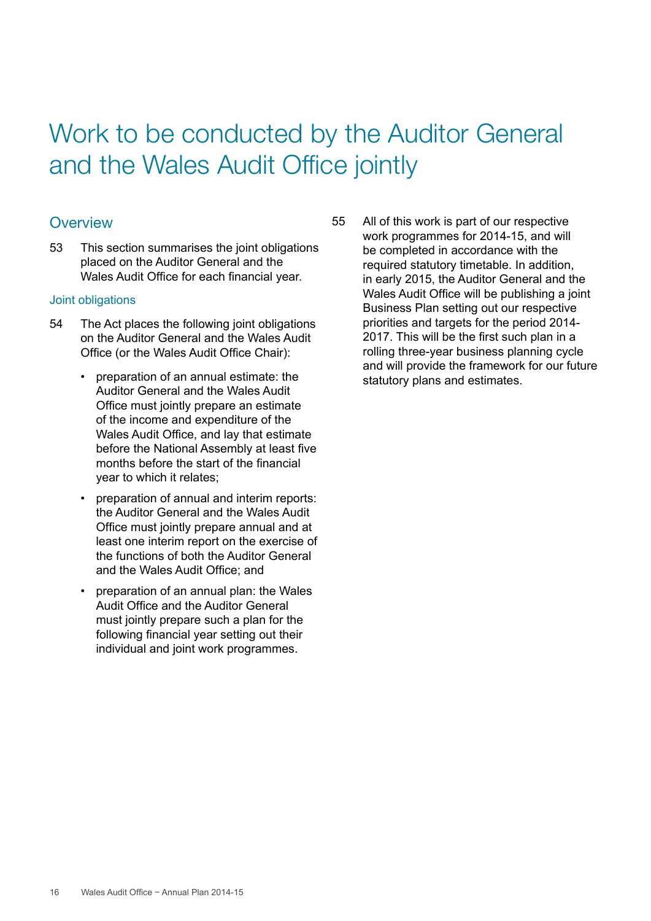# Work to be conducted by the Auditor General and the Wales Audit Office jointly

## Overview

53 This section summarises the joint obligations placed on the Auditor General and the Wales Audit Office for each financial year.

### Joint obligations

54 The Act places the following joint obligations on the Auditor General and the Wales Audit Office (or the Wales Audit Office Chair):

- preparation of an annual estimate: the Auditor General and the Wales Audit Office must jointly prepare an estimate of the income and expenditure of the Wales Audit Office, and lay that estimate before the National Assembly at least five months before the start of the financial year to which it relates;
- preparation of annual and interim reports: the Auditor General and the Wales Audit Office must jointly prepare annual and at least one interim report on the exercise of the functions of both the Auditor General and the Wales Audit Office; and
- preparation of an annual plan: the Wales Audit Office and the Auditor General must jointly prepare such a plan for the following financial year setting out their individual and joint work programmes.

55 All of this work is part of our respective work programmes for 2014-15, and will be completed in accordance with the required statutory timetable. In addition, in early 2015, the Auditor General and the Wales Audit Office will be publishing a joint Business Plan setting out our respective priorities and targets for the period 2014-2017. This will be the first such plan in a rolling three-year business planning cycle and will provide the framework for our future statutory plans and estimates.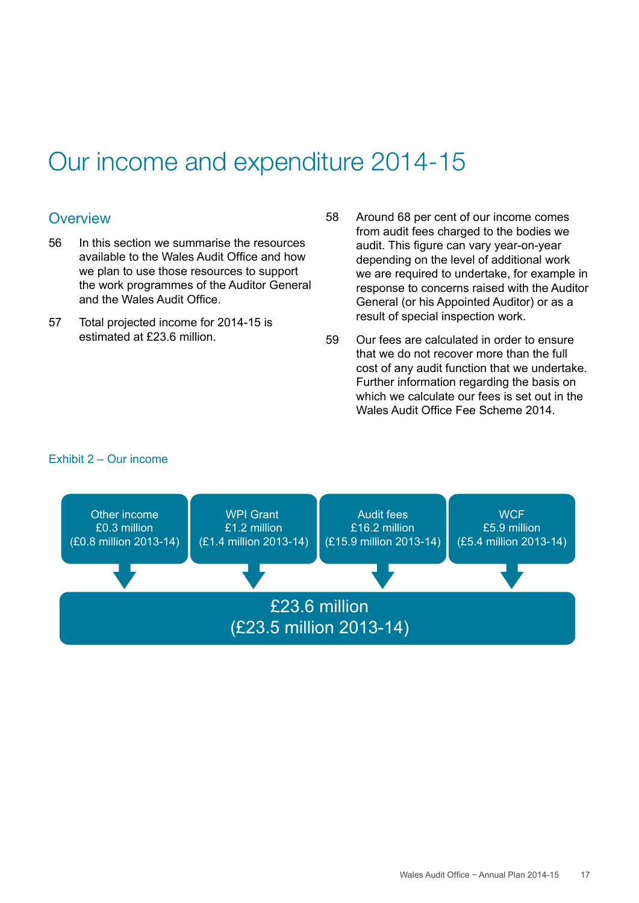# Our income and expenditure 2014-15

## Overview

56 In this section we summarise the resources available to the Wales Audit Office and how we plan to use those resources to support the work programmes of the Auditor General and the Wales Audit Office.

57 Total projected income for 2014-15 is estimated at £23.6 million.

58 Around 68 per cent of our income comes from audit fees charged to the bodies we audit. This figure can vary year-on-year depending on the level of additional work we are required to undertake, for example in response to concerns raised with the Auditor General (or his Appointed Auditor) or as a result of special inspection work.

59 Our fees are calculated in order to ensure that we do not recover more than the full cost of any audit function that we undertake. Further information regarding the basis on which we calculate our fees is set out in the Wales Audit Office Fee Scheme 2014.

Exhibit 2 – Our income

| Other income | WPI Grant | Audit fees | WCF |
|---|---|---|---|
| £0.3 million (£0.8 million 2013-14) | £1.2 million (£1.4 million 2013-14) | £16.2 million (£15.9 million 2013-14) | £5.9 million (£5.4 million 2013-14) |

**£23.6 million (£23.5 million 2013-14)**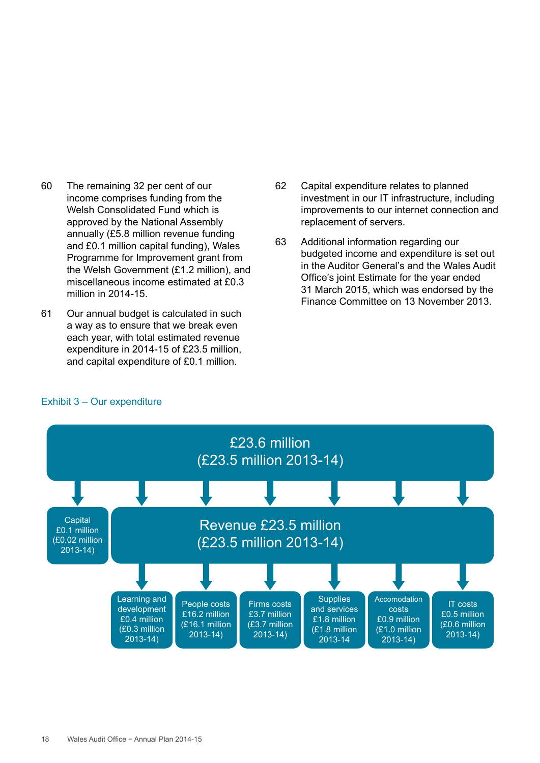60 The remaining 32 per cent of our income comprises funding from the Welsh Consolidated Fund which is approved by the National Assembly annually (£5.8 million revenue funding and £0.1 million capital funding), Wales Programme for Improvement grant from the Welsh Government (£1.2 million), and miscellaneous income estimated at £0.3 million in 2014-15.

61 Our annual budget is calculated in such a way as to ensure that we break even each year, with total estimated revenue expenditure in 2014-15 of £23.5 million, and capital expenditure of £0.1 million.

62 Capital expenditure relates to planned investment in our IT infrastructure, including improvements to our internet connection and replacement of servers.

63 Additional information regarding our budgeted income and expenditure is set out in the Auditor General's and the Wales Audit Office's joint Estimate for the year ended 31 March 2015, which was endorsed by the Finance Committee on 13 November 2013.

Exhibit 3 – Our expenditure

£23.6 million (£23.5 million 2013-14)

- Capital £0.1 million (£0.02 million 2013-14)
- Revenue £23.5 million (£23.5 million 2013-14)
  - Learning and development £0.4 million (£0.3 million 2013-14)
  - People costs £16.2 million (£16.1 million 2013-14)
  - Firms costs £3.7 million (£3.7 million 2013-14)
  - Supplies and services £1.8 million (£1.8 million 2013-14
  - Accomodation costs £0.9 million (£1.0 million 2013-14)
  - IT costs £0.5 million (£0.6 million 2013-14)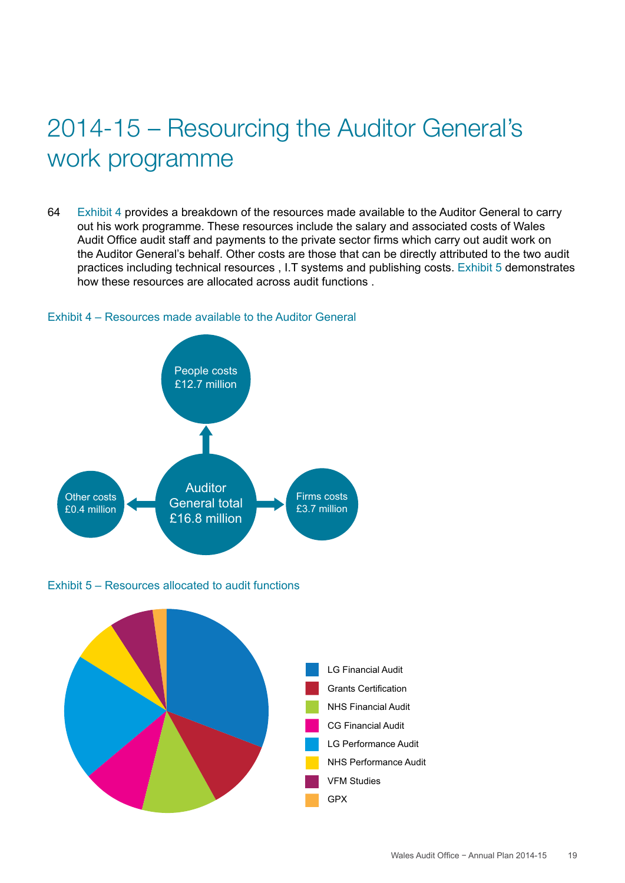# 2014-15 – Resourcing the Auditor General's work programme

64 Exhibit 4 provides a breakdown of the resources made available to the Auditor General to carry out his work programme. These resources include the salary and associated costs of Wales Audit Office audit staff and payments to the private sector firms which carry out audit work on the Auditor General's behalf. Other costs are those that can be directly attributed to the two audit practices including technical resources , I.T systems and publishing costs. Exhibit 5 demonstrates how these resources are allocated across audit functions .

Exhibit 4 – Resources made available to the Auditor General

Auditor General total £16.8 million

- People costs £12.7 million
- Firms costs £3.7 million
- Other costs £0.4 million

Exhibit 5 – Resources allocated to audit functions

- LG Financial Audit
- Grants Certification
- NHS Financial Audit
- CG Financial Audit
- LG Performance Audit
- NHS Performance Audit
- VFM Studies
- GPX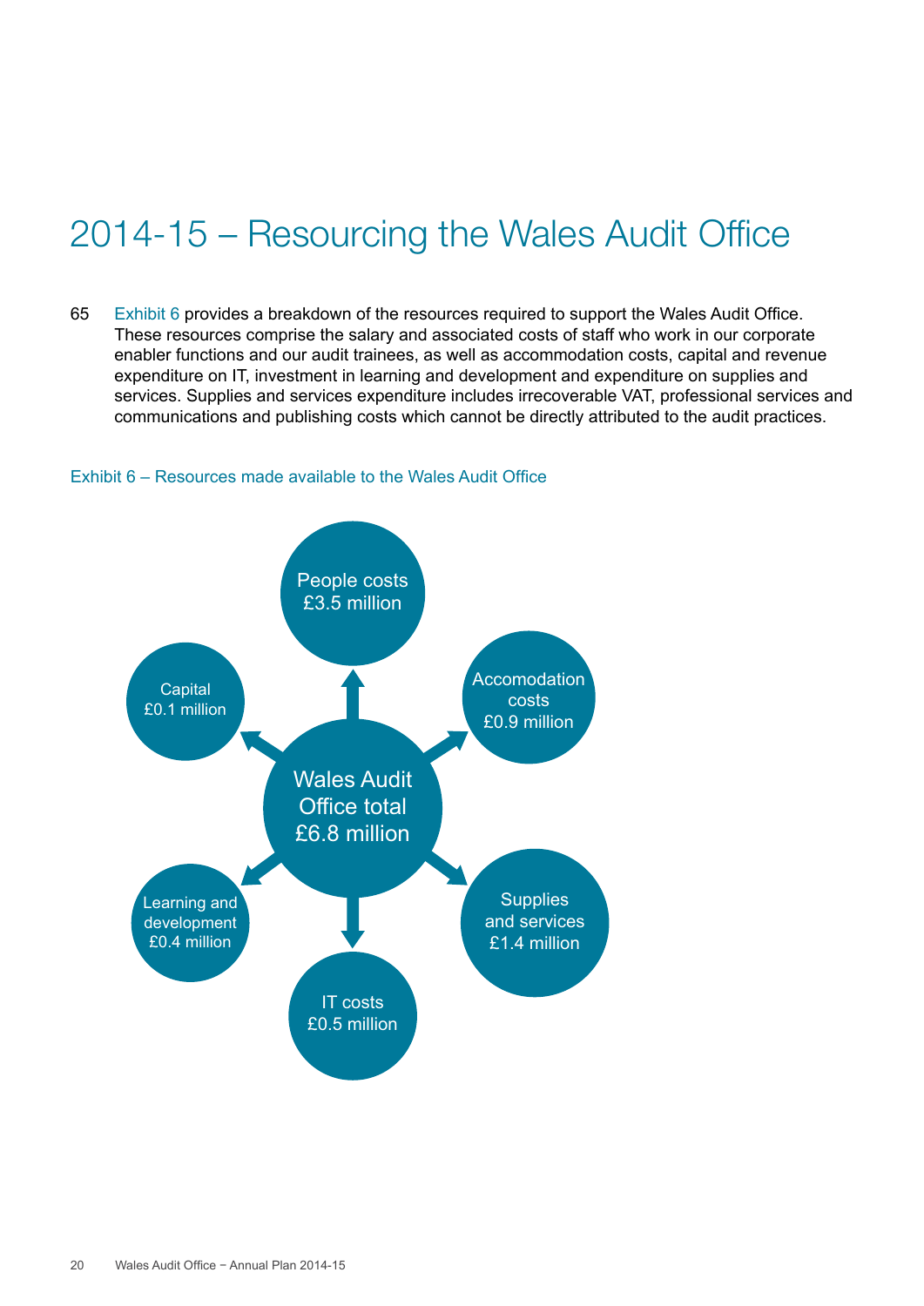# 2014-15 – Resourcing the Wales Audit Office

65 Exhibit 6 provides a breakdown of the resources required to support the Wales Audit Office. These resources comprise the salary and associated costs of staff who work in our corporate enabler functions and our audit trainees, as well as accommodation costs, capital and revenue expenditure on IT, investment in learning and development and expenditure on supplies and services. Supplies and services expenditure includes irrecoverable VAT, professional services and communications and publishing costs which cannot be directly attributed to the audit practices.

Exhibit 6 – Resources made available to the Wales Audit Office

Wales Audit Office total £6.8 million

- People costs £3.5 million
- Accomodation costs £0.9 million
- Supplies and services £1.4 million
- IT costs £0.5 million
- Learning and development £0.4 million
- Capital £0.1 million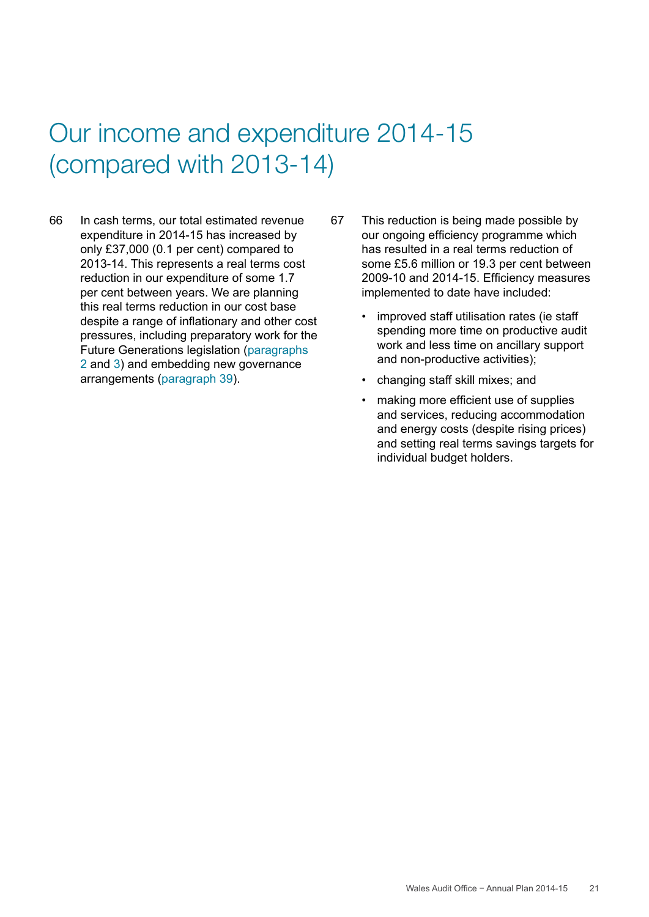# Our income and expenditure 2014-15 (compared with 2013-14)

66 In cash terms, our total estimated revenue expenditure in 2014-15 has increased by only £37,000 (0.1 per cent) compared to 2013-14. This represents a real terms cost reduction in our expenditure of some 1.7 per cent between years. We are planning this real terms reduction in our cost base despite a range of inflationary and other cost pressures, including preparatory work for the Future Generations legislation (paragraphs 2 and 3) and embedding new governance arrangements (paragraph 39).

67 This reduction is being made possible by our ongoing efficiency programme which has resulted in a real terms reduction of some £5.6 million or 19.3 per cent between 2009-10 and 2014-15. Efficiency measures implemented to date have included:

- improved staff utilisation rates (ie staff spending more time on productive audit work and less time on ancillary support and non-productive activities);
- changing staff skill mixes; and
- making more efficient use of supplies and services, reducing accommodation and energy costs (despite rising prices) and setting real terms savings targets for individual budget holders.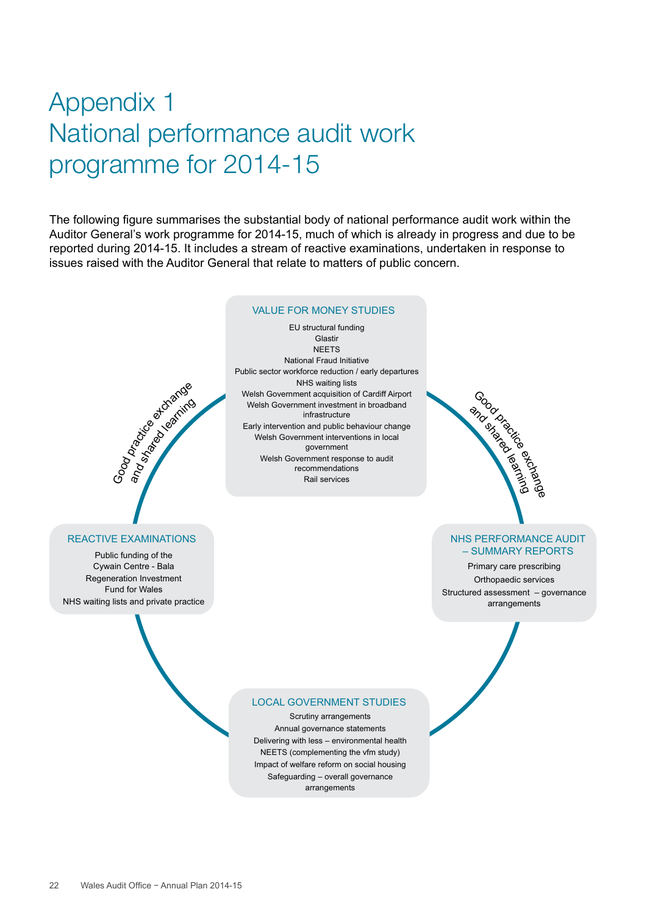# Appendix 1
# National performance audit work programme for 2014-15

The following figure summarises the substantial body of national performance audit work within the Auditor General's work programme for 2014-15, much of which is already in progress and due to be reported during 2014-15. It includes a stream of reactive examinations, undertaken in response to issues raised with the Auditor General that relate to matters of public concern.

### VALUE FOR MONEY STUDIES

- EU structural funding
- Glastir
- NEETS
- National Fraud Initiative
- Public sector workforce reduction / early departures
- NHS waiting lists
- Welsh Government acquisition of Cardiff Airport
- Welsh Government investment in broadband infrastructure
- Early intervention and public behaviour change
- Welsh Government interventions in local government
- Welsh Government response to audit recommendations
- Rail services

Good practice exchange and shared learning

### NHS PERFORMANCE AUDIT – SUMMARY REPORTS

- Primary care prescribing
- Orthopaedic services
- Structured assessment – governance arrangements

### LOCAL GOVERNMENT STUDIES

- Scrutiny arrangements
- Annual governance statements
- Delivering with less – environmental health
- NEETS (complementing the vfm study)
- Impact of welfare reform on social housing
- Safeguarding – overall governance arrangements

### REACTIVE EXAMINATIONS

- Public funding of the Cywain Centre - Bala
- Regeneration Investment Fund for Wales
- NHS waiting lists and private practice

Good practice exchange and shared learning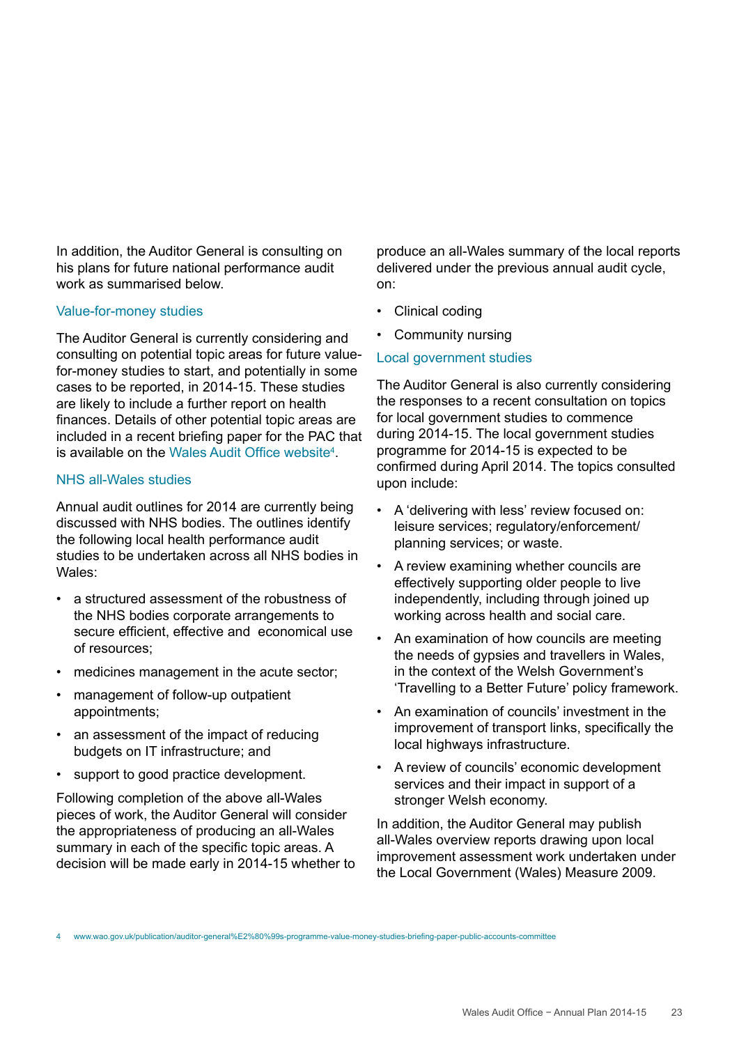In addition, the Auditor General is consulting on his plans for future national performance audit work as summarised below.

### Value-for-money studies

The Auditor General is currently considering and consulting on potential topic areas for future value-for-money studies to start, and potentially in some cases to be reported, in 2014-15. These studies are likely to include a further report on health finances. Details of other potential topic areas are included in a recent briefing paper for the PAC that is available on the Wales Audit Office website[4].

### NHS all-Wales studies

Annual audit outlines for 2014 are currently being discussed with NHS bodies. The outlines identify the following local health performance audit studies to be undertaken across all NHS bodies in Wales:

- a structured assessment of the robustness of the NHS bodies corporate arrangements to secure efficient, effective and economical use of resources;
- medicines management in the acute sector;
- management of follow-up outpatient appointments;
- an assessment of the impact of reducing budgets on IT infrastructure; and
- support to good practice development.

Following completion of the above all-Wales pieces of work, the Auditor General will consider the appropriateness of producing an all-Wales summary in each of the specific topic areas. A decision will be made early in 2014-15 whether to produce an all-Wales summary of the local reports delivered under the previous annual audit cycle, on:

- Clinical coding
- Community nursing

### Local government studies

The Auditor General is also currently considering the responses to a recent consultation on topics for local government studies to commence during 2014-15. The local government studies programme for 2014-15 is expected to be confirmed during April 2014. The topics consulted upon include:

- A 'delivering with less' review focused on: leisure services; regulatory/enforcement/planning services; or waste.
- A review examining whether councils are effectively supporting older people to live independently, including through joined up working across health and social care.
- An examination of how councils are meeting the needs of gypsies and travellers in Wales, in the context of the Welsh Government's 'Travelling to a Better Future' policy framework.
- An examination of councils' investment in the improvement of transport links, specifically the local highways infrastructure.
- A review of councils' economic development services and their impact in support of a stronger Welsh economy.

In addition, the Auditor General may publish all-Wales overview reports drawing upon local improvement assessment work undertaken under the Local Government (Wales) Measure 2009.

4 www.wao.gov.uk/publication/auditor-general%E2%80%99s-programme-value-money-studies-briefing-paper-public-accounts-committee